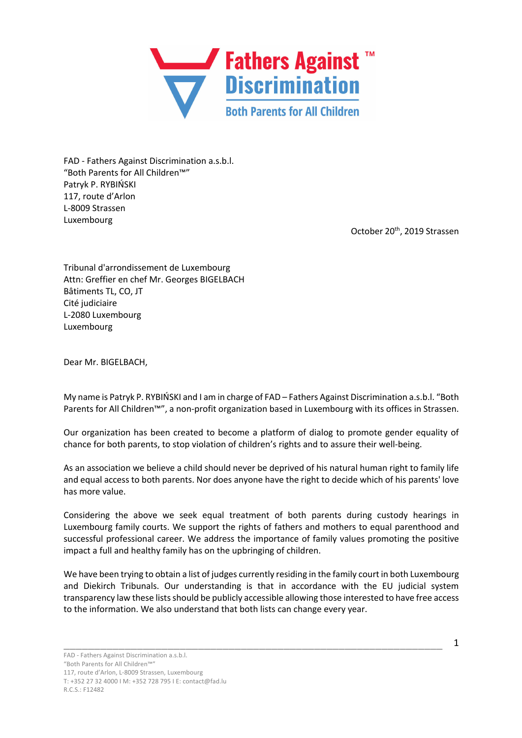Fathers Against Discrimination™

Both Parents for All Children

FAD - Fathers Against Discrimination a.s.b.l.
"Both Parents for All Children™"
Patryk P. RYBIŃSKI
117, route d'Arlon
L-8009 Strassen
Luxembourg

October 20th, 2019 Strassen

Tribunal d'arrondissement de Luxembourg
Attn: Greffier en chef Mr. Georges BIGELBACH
Bâtiments TL, CO, JT
Cité judiciaire
L-2080 Luxembourg
Luxembourg

Dear Mr. BIGELBACH,

My name is Patryk P. RYBIŃSKI and I am in charge of FAD – Fathers Against Discrimination a.s.b.l. "Both Parents for All Children™", a non-profit organization based in Luxembourg with its offices in Strassen.

Our organization has been created to become a platform of dialog to promote gender equality of chance for both parents, to stop violation of children's rights and to assure their well-being.

As an association we believe a child should never be deprived of his natural human right to family life and equal access to both parents. Nor does anyone have the right to decide which of his parents' love has more value.

Considering the above we seek equal treatment of both parents during custody hearings in Luxembourg family courts. We support the rights of fathers and mothers to equal parenthood and successful professional career. We address the importance of family values promoting the positive impact a full and healthy family has on the upbringing of children.

We have been trying to obtain a list of judges currently residing in the family court in both Luxembourg and Diekirch Tribunals. Our understanding is that in accordance with the EU judicial system transparency law these lists should be publicly accessible allowing those interested to have free access to the information. We also understand that both lists can change every year.

FAD - Fathers Against Discrimination a.s.b.l.
"Both Parents for All Children™"
117, route d'Arlon, L-8009 Strassen, Luxembourg
T: +352 27 32 4000 I M: +352 728 795 I E: contact@fad.lu
R.C.S.: F12482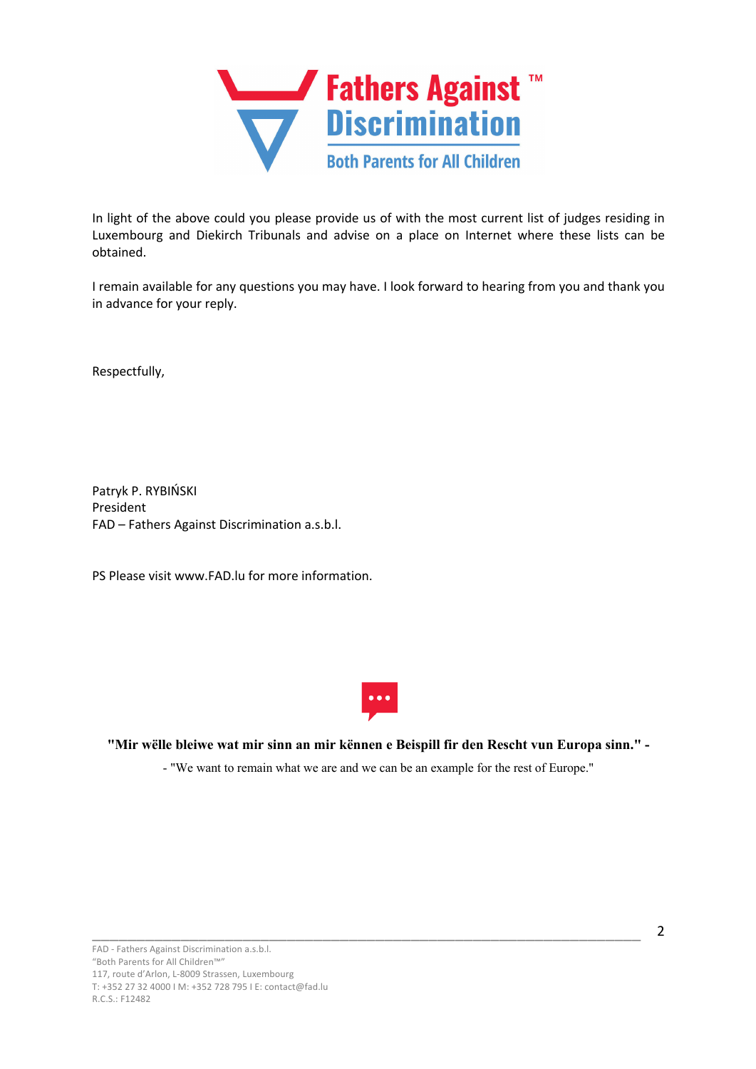In light of the above could you please provide us of with the most current list of judges residing in Luxembourg and Diekirch Tribunals and advise on a place on Internet where these lists can be obtained.

I remain available for any questions you may have. I look forward to hearing from you and thank you in advance for your reply.

Respectfully,

Patryk P. RYBIŃSKI
President
FAD – Fathers Against Discrimination a.s.b.l.

PS Please visit www.FAD.lu for more information.

**"Mir wëlle bleiwe wat mir sinn an mir kënnen e Beispill fir den Rescht vun Europa sinn." -**

- "We want to remain what we are and we can be an example for the rest of Europe."

FAD - Fathers Against Discrimination a.s.b.l.
"Both Parents for All Children™"
117, route d'Arlon, L-8009 Strassen, Luxembourg
T: +352 27 32 4000 I M: +352 728 795 I E: contact@fad.lu
R.C.S.: F12482